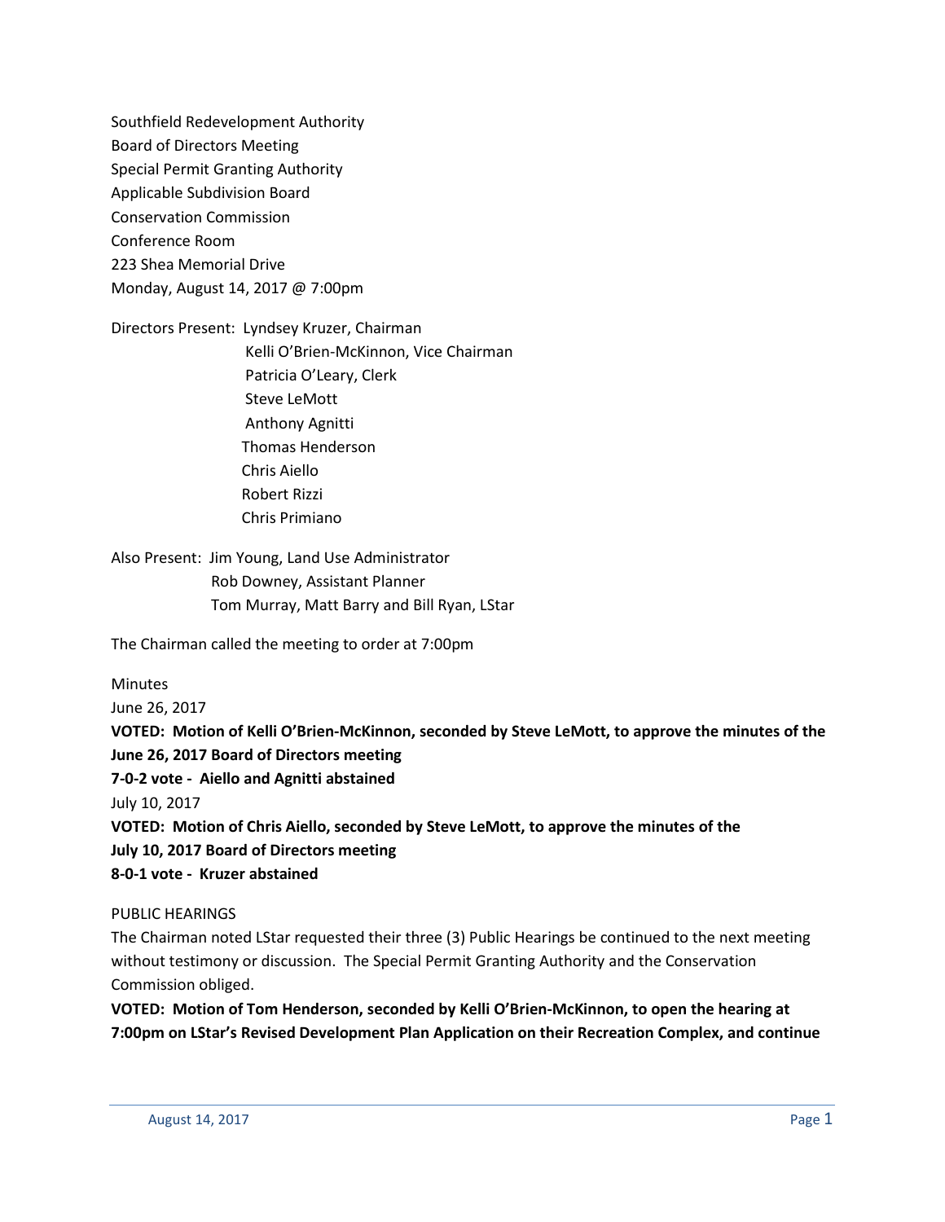Southfield Redevelopment Authority
Board of Directors Meeting
Special Permit Granting Authority
Applicable Subdivision Board
Conservation Commission
Conference Room
223 Shea Memorial Drive
Monday, August 14, 2017 @ 7:00pm

Directors Present: Lyndsey Kruzer, Chairman
Kelli O'Brien-McKinnon, Vice Chairman
Patricia O'Leary, Clerk
Steve LeMott
Anthony Agnitti
Thomas Henderson
Chris Aiello
Robert Rizzi
Chris Primiano

Also Present: Jim Young, Land Use Administrator
Rob Downey, Assistant Planner
Tom Murray, Matt Barry and Bill Ryan, LStar

The Chairman called the meeting to order at 7:00pm

Minutes

June 26, 2017

**VOTED: Motion of Kelli O'Brien-McKinnon, seconded by Steve LeMott, to approve the minutes of the June 26, 2017 Board of Directors meeting**

**7-0-2 vote - Aiello and Agnitti abstained**

July 10, 2017

**VOTED: Motion of Chris Aiello, seconded by Steve LeMott, to approve the minutes of the July 10, 2017 Board of Directors meeting**

**8-0-1 vote - Kruzer abstained**

PUBLIC HEARINGS

The Chairman noted LStar requested their three (3) Public Hearings be continued to the next meeting without testimony or discussion. The Special Permit Granting Authority and the Conservation Commission obliged.

**VOTED: Motion of Tom Henderson, seconded by Kelli O'Brien-McKinnon, to open the hearing at 7:00pm on LStar's Revised Development Plan Application on their Recreation Complex, and continue**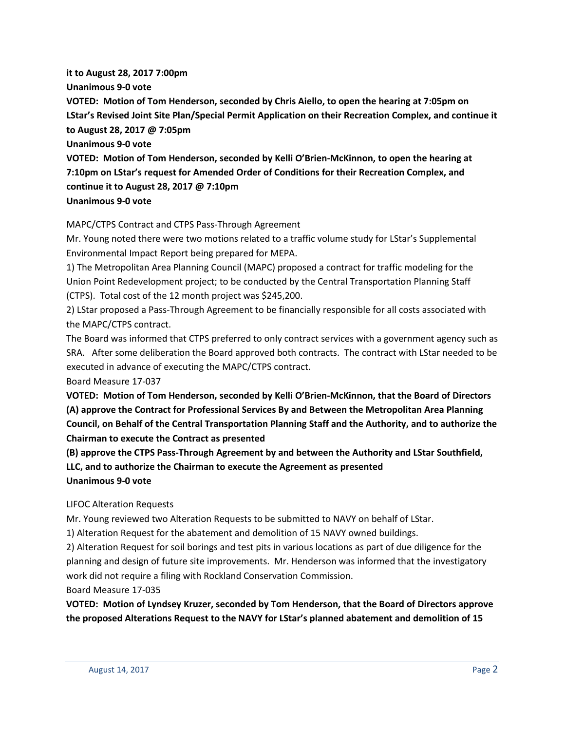**it to August 28, 2017 7:00pm**
**Unanimous 9-0 vote**
**VOTED: Motion of Tom Henderson, seconded by Chris Aiello, to open the hearing at 7:05pm on LStar's Revised Joint Site Plan/Special Permit Application on their Recreation Complex, and continue it to August 28, 2017 @ 7:05pm**
**Unanimous 9-0 vote**
**VOTED: Motion of Tom Henderson, seconded by Kelli O'Brien-McKinnon, to open the hearing at 7:10pm on LStar's request for Amended Order of Conditions for their Recreation Complex, and continue it to August 28, 2017 @ 7:10pm**
**Unanimous 9-0 vote**

MAPC/CTPS Contract and CTPS Pass-Through Agreement
Mr. Young noted there were two motions related to a traffic volume study for LStar's Supplemental Environmental Impact Report being prepared for MEPA.
1) The Metropolitan Area Planning Council (MAPC) proposed a contract for traffic modeling for the Union Point Redevelopment project; to be conducted by the Central Transportation Planning Staff (CTPS). Total cost of the 12 month project was $245,200.
2) LStar proposed a Pass-Through Agreement to be financially responsible for all costs associated with the MAPC/CTPS contract.
The Board was informed that CTPS preferred to only contract services with a government agency such as SRA. After some deliberation the Board approved both contracts. The contract with LStar needed to be executed in advance of executing the MAPC/CTPS contract.
Board Measure 17-037
**VOTED: Motion of Tom Henderson, seconded by Kelli O'Brien-McKinnon, that the Board of Directors (A) approve the Contract for Professional Services By and Between the Metropolitan Area Planning Council, on Behalf of the Central Transportation Planning Staff and the Authority, and to authorize the Chairman to execute the Contract as presented**
**(B) approve the CTPS Pass-Through Agreement by and between the Authority and LStar Southfield, LLC, and to authorize the Chairman to execute the Agreement as presented**
**Unanimous 9-0 vote**

LIFOC Alteration Requests
Mr. Young reviewed two Alteration Requests to be submitted to NAVY on behalf of LStar.
1) Alteration Request for the abatement and demolition of 15 NAVY owned buildings.
2) Alteration Request for soil borings and test pits in various locations as part of due diligence for the planning and design of future site improvements. Mr. Henderson was informed that the investigatory work did not require a filing with Rockland Conservation Commission.
Board Measure 17-035
**VOTED: Motion of Lyndsey Kruzer, seconded by Tom Henderson, that the Board of Directors approve the proposed Alterations Request to the NAVY for LStar's planned abatement and demolition of 15**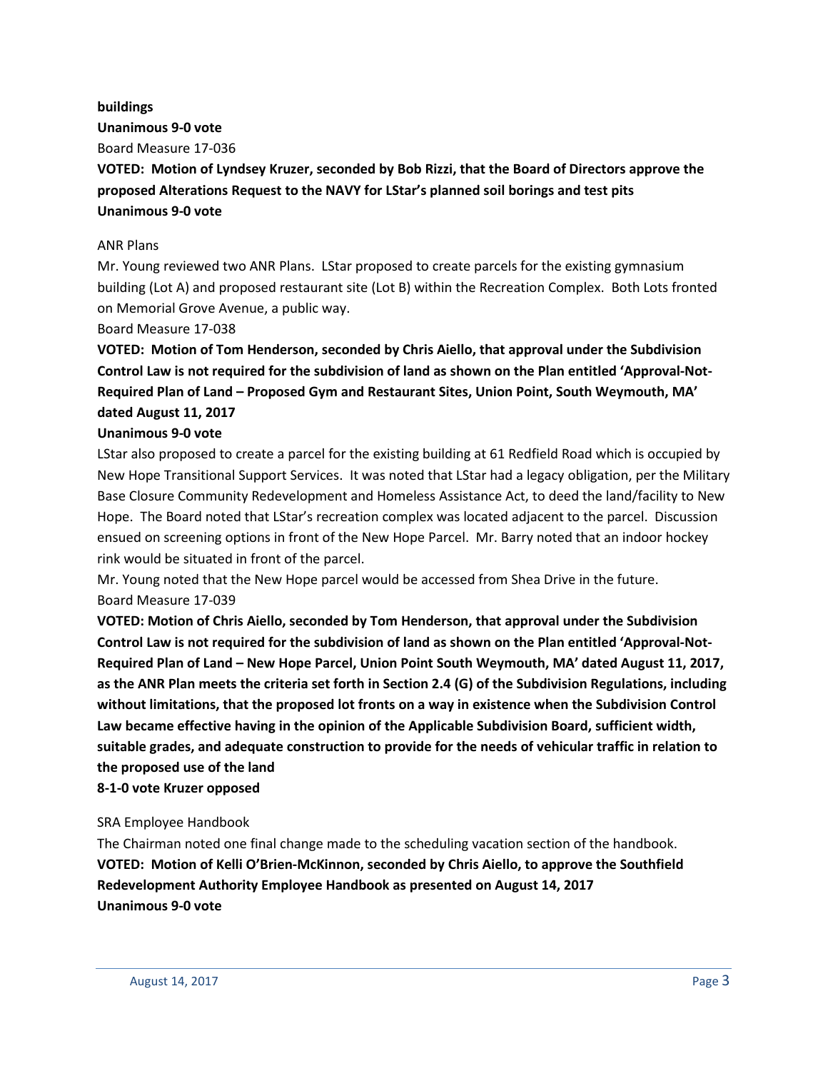**buildings**
**Unanimous 9-0 vote**

Board Measure 17-036

**VOTED: Motion of Lyndsey Kruzer, seconded by Bob Rizzi, that the Board of Directors approve the proposed Alterations Request to the NAVY for LStar's planned soil borings and test pits**
**Unanimous 9-0 vote**

ANR Plans

Mr. Young reviewed two ANR Plans. LStar proposed to create parcels for the existing gymnasium building (Lot A) and proposed restaurant site (Lot B) within the Recreation Complex. Both Lots fronted on Memorial Grove Avenue, a public way.

Board Measure 17-038

**VOTED: Motion of Tom Henderson, seconded by Chris Aiello, that approval under the Subdivision Control Law is not required for the subdivision of land as shown on the Plan entitled 'Approval-Not-Required Plan of Land – Proposed Gym and Restaurant Sites, Union Point, South Weymouth, MA' dated August 11, 2017**

**Unanimous 9-0 vote**

LStar also proposed to create a parcel for the existing building at 61 Redfield Road which is occupied by New Hope Transitional Support Services. It was noted that LStar had a legacy obligation, per the Military Base Closure Community Redevelopment and Homeless Assistance Act, to deed the land/facility to New Hope. The Board noted that LStar's recreation complex was located adjacent to the parcel. Discussion ensued on screening options in front of the New Hope Parcel. Mr. Barry noted that an indoor hockey rink would be situated in front of the parcel.

Mr. Young noted that the New Hope parcel would be accessed from Shea Drive in the future.

Board Measure 17-039

**VOTED: Motion of Chris Aiello, seconded by Tom Henderson, that approval under the Subdivision Control Law is not required for the subdivision of land as shown on the Plan entitled 'Approval-Not-Required Plan of Land – New Hope Parcel, Union Point South Weymouth, MA' dated August 11, 2017, as the ANR Plan meets the criteria set forth in Section 2.4 (G) of the Subdivision Regulations, including without limitations, that the proposed lot fronts on a way in existence when the Subdivision Control Law became effective having in the opinion of the Applicable Subdivision Board, sufficient width, suitable grades, and adequate construction to provide for the needs of vehicular traffic in relation to the proposed use of the land**

**8-1-0 vote Kruzer opposed**

SRA Employee Handbook

The Chairman noted one final change made to the scheduling vacation section of the handbook.

**VOTED: Motion of Kelli O'Brien-McKinnon, seconded by Chris Aiello, to approve the Southfield Redevelopment Authority Employee Handbook as presented on August 14, 2017**
**Unanimous 9-0 vote**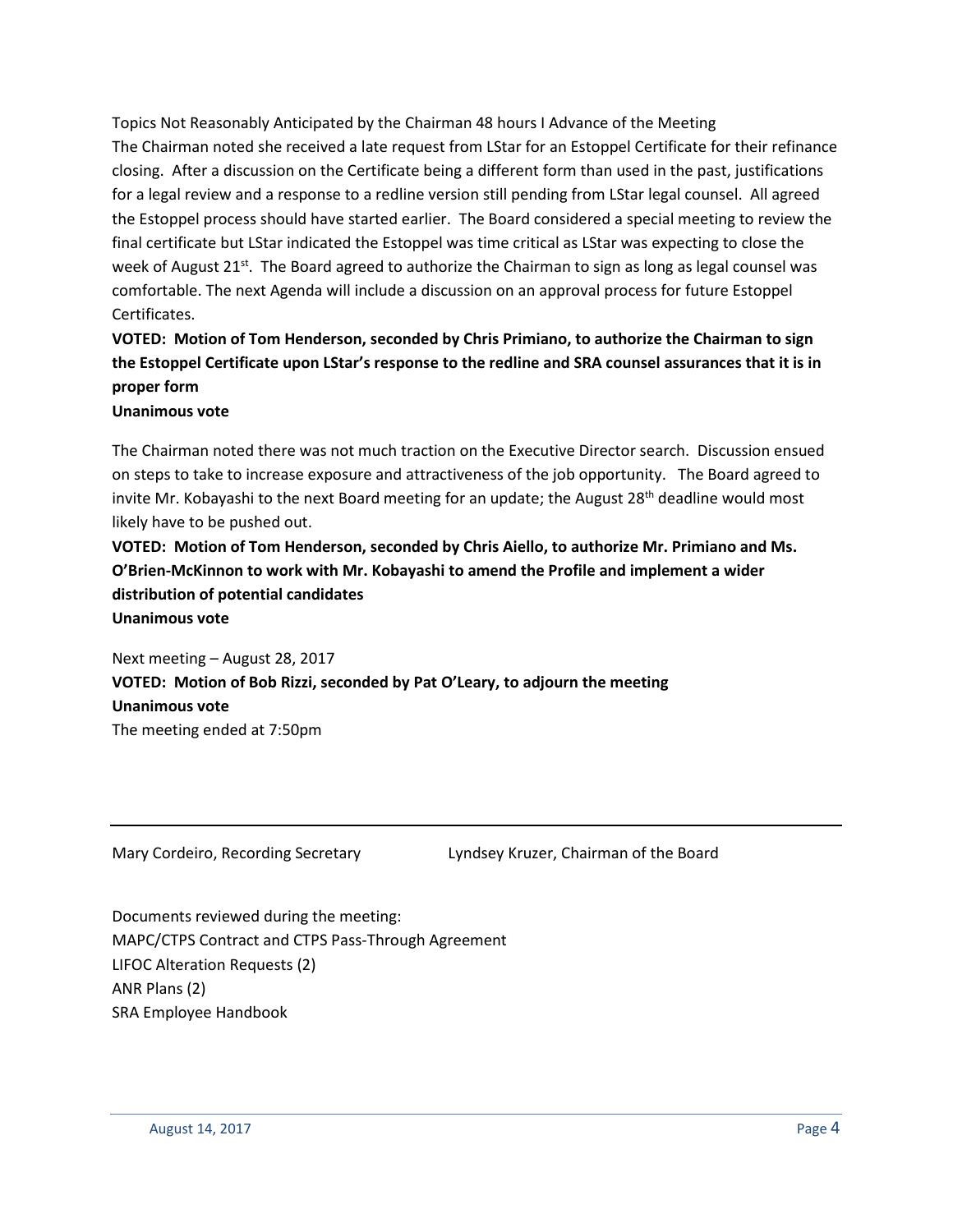Topics Not Reasonably Anticipated by the Chairman 48 hours I Advance of the Meeting

The Chairman noted she received a late request from LStar for an Estoppel Certificate for their refinance closing. After a discussion on the Certificate being a different form than used in the past, justifications for a legal review and a response to a redline version still pending from LStar legal counsel. All agreed the Estoppel process should have started earlier. The Board considered a special meeting to review the final certificate but LStar indicated the Estoppel was time critical as LStar was expecting to close the week of August 21st. The Board agreed to authorize the Chairman to sign as long as legal counsel was comfortable. The next Agenda will include a discussion on an approval process for future Estoppel Certificates.

**VOTED: Motion of Tom Henderson, seconded by Chris Primiano, to authorize the Chairman to sign the Estoppel Certificate upon LStar's response to the redline and SRA counsel assurances that it is in proper form**
**Unanimous vote**

The Chairman noted there was not much traction on the Executive Director search. Discussion ensued on steps to take to increase exposure and attractiveness of the job opportunity. The Board agreed to invite Mr. Kobayashi to the next Board meeting for an update; the August 28th deadline would most likely have to be pushed out.

**VOTED: Motion of Tom Henderson, seconded by Chris Aiello, to authorize Mr. Primiano and Ms. O'Brien-McKinnon to work with Mr. Kobayashi to amend the Profile and implement a wider distribution of potential candidates**
**Unanimous vote**

Next meeting – August 28, 2017

**VOTED: Motion of Bob Rizzi, seconded by Pat O'Leary, to adjourn the meeting**
**Unanimous vote**

The meeting ended at 7:50pm

---

Mary Cordeiro, Recording Secretary    Lyndsey Kruzer, Chairman of the Board

Documents reviewed during the meeting:
MAPC/CTPS Contract and CTPS Pass-Through Agreement
LIFOC Alteration Requests (2)
ANR Plans (2)
SRA Employee Handbook